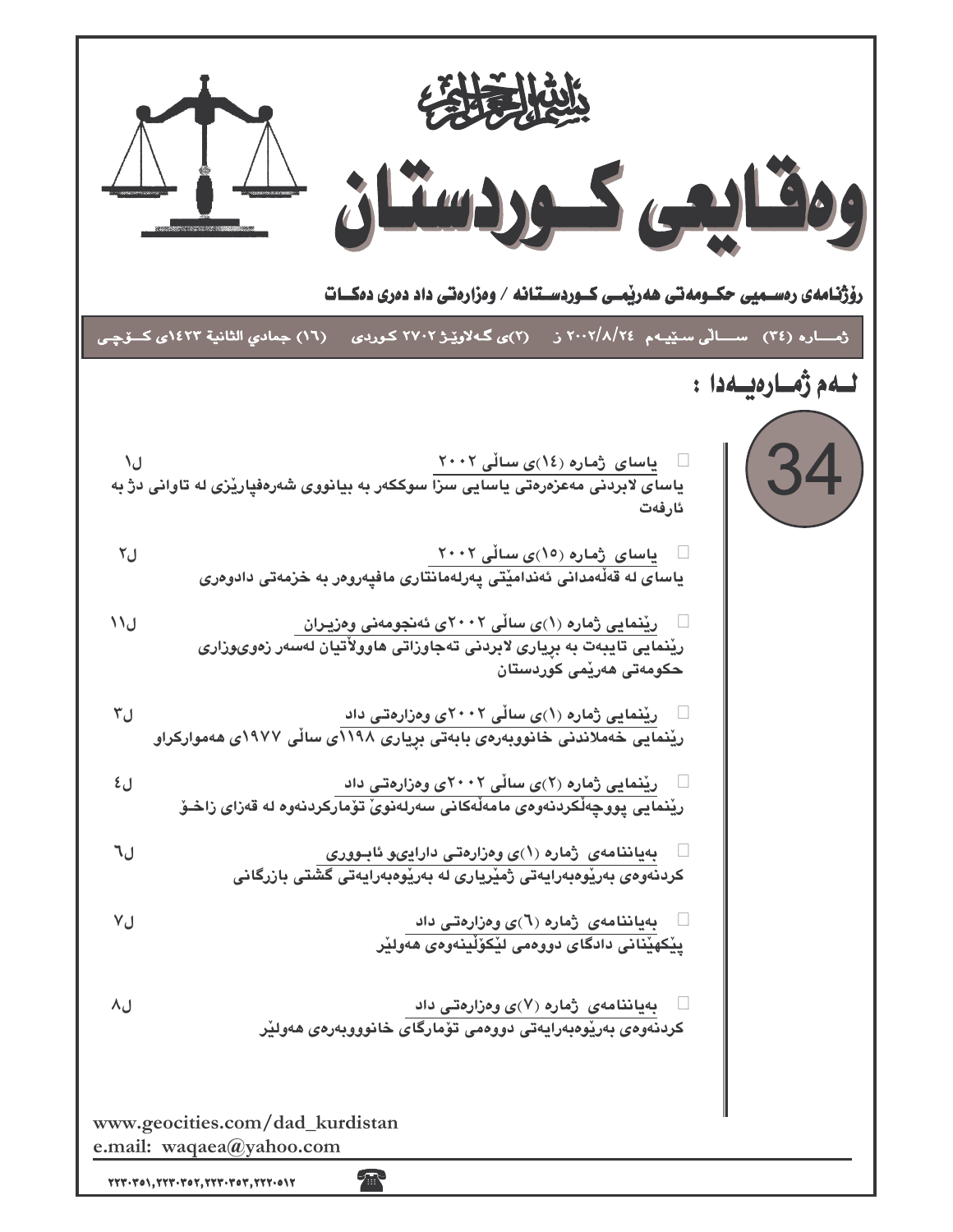بسم الله الرحمن الرحيم

# وەقایعی کوردستان

**ڕۆژنامەی ڕەسمیی حکومەتی هەرێمی کوردستانە / وەزارەتی داد دەری دەکات**

**ژمارە (٣٤) سالی سێیەم ٢٠٠٢/٨/٢٤ ز (٢)ی گەلاوێژ ٢٧٠٢ کوردی (١٦) جمادي الثانية ١٤٢٣ی کۆچی**

## لەم ژمارەیەدا :

34

- **یاسای ژمارە (١٤)ی ساڵی ٢٠٠٢** — ل١
  یاسای لابردنی مەعزەرەتی یاسایی سزا سوککەر بە بیانووی شەرەفپارێزی لە تاوانی دژ بە ئافرەت

- **یاسای ژمارە (١٥)ی ساڵی ٢٠٠٢** — ل٢
  یاسای لە قەڵەمدانی ئەندامێتی پەرلەمانتاری مافپەروەر بە خزمەتی دادوەری

- **ڕێنمایی ژمارە (١)ی ساڵی ٢٠٠٢ی ئەنجومەنی وەزیران** — ل١١
  ڕێنمایی تایبەت بە بڕیاری لابردنی تەجاوزاتی هاووڵاتیان لەسەر زەویوزاری حکومەتی هەرێمی کوردستان

- **ڕێنمایی ژمارە (١)ی ساڵی ٢٠٠٢ی وەزارەتی داد** — ل٣
  ڕێنمایی خەملاندنی خانووبەرەی بابەتی بڕیاری ١١٩٨ی ساڵی ١٩٧٧ی هەموارکراو

- **ڕێنمایی ژمارە (٢)ی ساڵی ٢٠٠٢ی وەزارەتی داد** — ل٤
  ڕێنمایی پووچەڵکردنەوەی مامەڵەکانی سەرلەنوێ تۆمارکردنەوە لە قەزای زاخۆ

- **بەیاننامەی ژمارە (١)ی وەزارەتی دارایی و ئابووری** — ل٦
  کردنەوەی بەڕێوەبەرایەتی ژمێریاری لە بەڕێوەبەرایەتی گشتی بازرگانی

- **بەیاننامەی ژمارە (٦)ی وەزارەتی داد** — ل٧
  پێکهێنانی دادگای دووەمی لێکۆڵینەوەی هەولێر

- **بەیاننامەی ژمارە (٧)ی وەزارەتی داد** — ل٨
  کردنەوەی بەڕێوەبەرایەتی دووەمی تۆمارگای خانووبەرەی هەولێر

www.geocities.com/dad_kurdistan
e.mail: waqaea@yahoo.com

٢٢٣٠٣٥١،٢٢٣٠٣٥٢،٢٢٣٠٣٥٣،٢٢٢٠٥١٢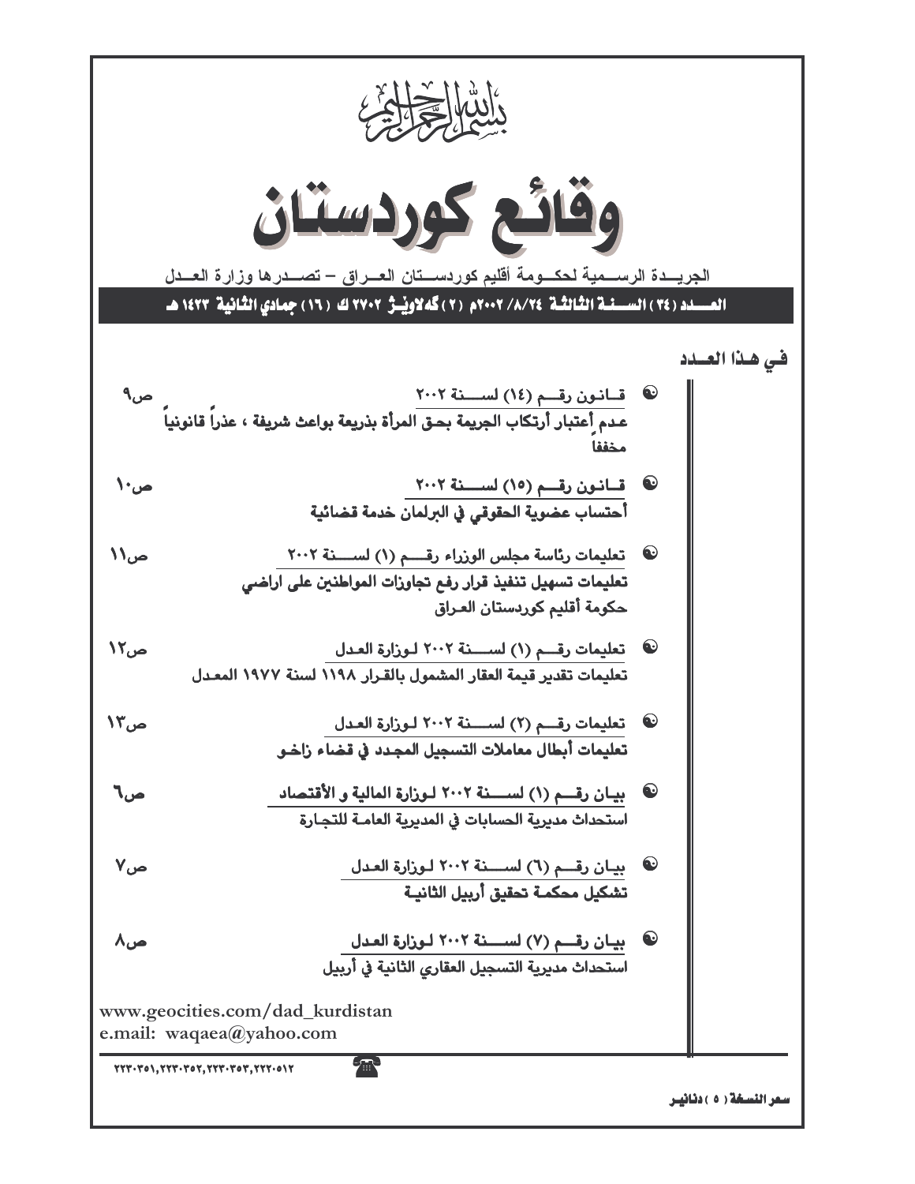بسم الله الرحمن الرحيم

# وقائع كوردستان

الجريــدة الرســمية لحكــومة أقليم كوردســتان العــراق – تصــدرها وزارة العــدل

**العــدد (٣٤) الســنة الثالثة ٢٠٠٢/٨/٢٤م (٢) گەلاویــژ ٢٧٠٢ ك (١٦) جمادي الثانية ١٤٢٣ هـ**

## فـي هـذا العــدد

- قــانـون رقــم (١٤) لســنة ٢٠٠٢ — ص٩
  عدم أعتبار أرتكاب الجريمة بحق المرأة بذريعة بواعث شريفة ، عذراً قانونياً مخففاً

- قــانـون رقــم (١٥) لســنة ٢٠٠٢ — ص١٠
  أحتساب عضوية الحقوقي في البرلمان خدمة قضائية

- تعليمات رئاسة مجلس الوزراء رقــم (١) لســنة ٢٠٠٢ — ص١١
  تعليمات تسهيل تنفيذ قرار رفع تجاوزات المواطنين على اراضي حكومة أقليم كوردستان العراق

- تعليمات رقــم (١) لســنة ٢٠٠٢ لـوزارة العدل — ص١٢
  تعليمات تقدير قيمة العقار المشمول بالقرار ١١٩٨ لسنة ١٩٧٧ المعدل

- تعليمات رقــم (٢) لســنة ٢٠٠٢ لـوزارة العدل — ص١٣
  تعليمات أبطال معاملات التسجيل المجدد في قضاء زاخو

- بيـان رقــم (١) لســنة ٢٠٠٢ لـوزارة المالية و الأقتصاد — ص٦
  استحداث مديرية الحسابات في المديرية العامة للتجارة

- بيـان رقــم (٦) لســنة ٢٠٠٢ لـوزارة العدل — ص٧
  تشكيل محكمة تحقيق أربيل الثانية

- بيـان رقــم (٧) لســنة ٢٠٠٢ لـوزارة العدل — ص٨
  استحداث مديرية التسجيل العقاري الثانية في أربيل

www.geocities.com/dad_kurdistan
e.mail: waqaea@yahoo.com

☎ ٢٢٣٠٣٥١,٢٢٣٠٣٥٢,٢٢٣٠٣٥٣,٢٢٢٠٥١٢

سعر النسخة (٥) دنانير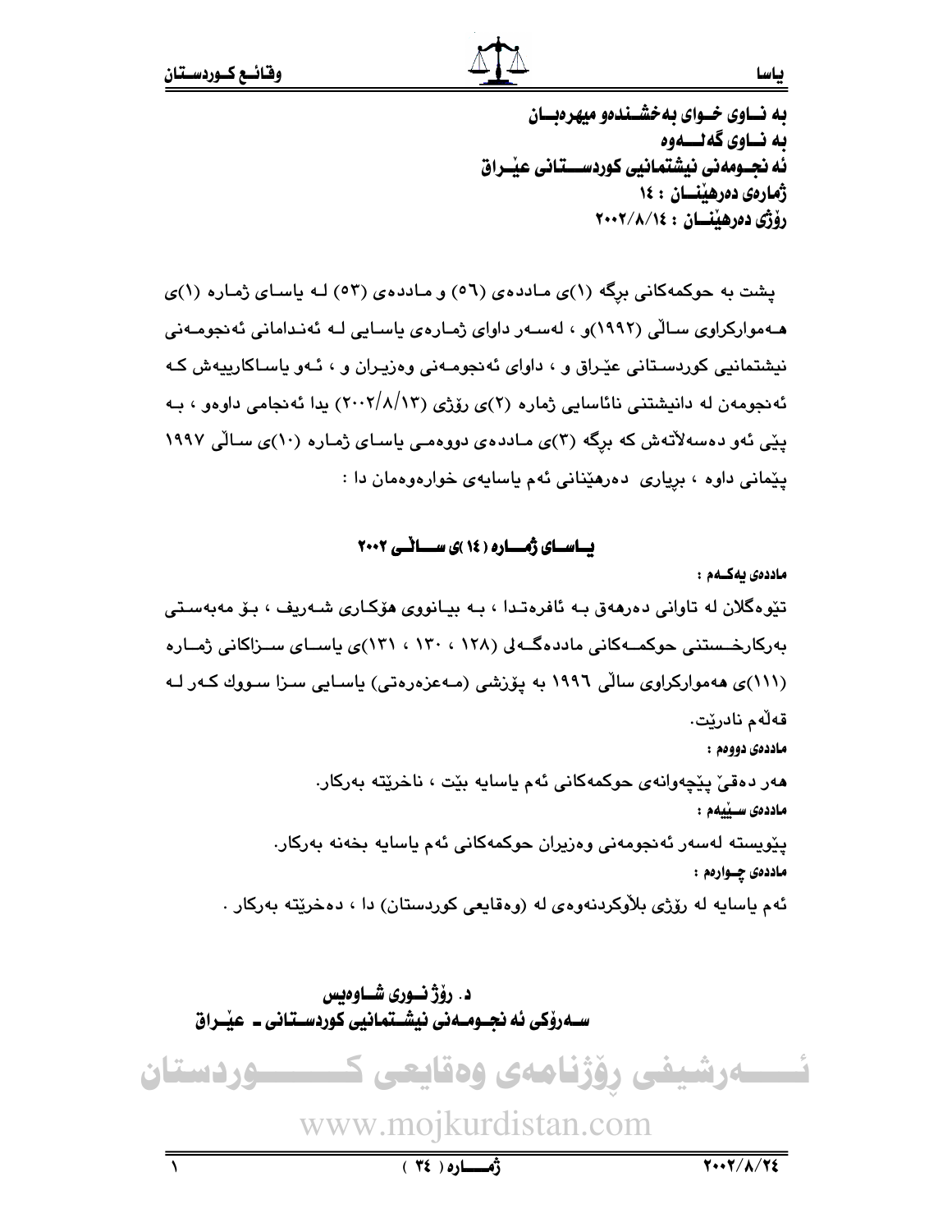بە نـاوی خـوای بەخشـندەو میهرەبـان

بە نـاوی گەلـــەوە

ئە نجـومەنی نیشتمانیی کوردســـتانی عێـراق

ژمارەی دەرهێنـــان : ١٤

رۆژی دەرهێنـــان : ٢٠٠٢/٨/١٤

پشت بە حوکمەکانی برگە (١)ی ماددەی (٥٦) و ماددەی (٥٣) لە یاسای ژمارە (١)ی هەموارکراوی ساڵی (١٩٩٢)و ، لەسەر داوای ژمارەی یاسایی لە ئەندامانی ئەنجومەنی نیشتمانیی کوردستانی عێراق و ، داوای ئەنجومەنی وەزیران و ، ئەو یاساکارییەش کە ئەنجومەن لە دانیشتنی نائاسایی ژمارە (٢)ی رۆژی (٢٠٠٢/٨/١٣) یدا ئەنجامی داوەو ، بە پێی ئەو دەسەلاتەش کە برگە (٣)ی ماددەی دووەمی یاسای ژمارە (١٠)ی ساڵی ١٩٩٧ پێمانی داوە ، بریاری دەرهێنانی ئەم یاسایەی خوارەوەمان دا :

## یـاسـای ژمـــارە (١٤)ی ســـاڵی ٢٠٠٢

**ماددەی یەکـەم :**

تێوەگلان لە تاوانی دەرهەق بە ئافرەتدا ، بە بیانووی هۆکاری شەریف ، بۆ مەبەستی بەرکارخستنی حوکمەکانی ماددەگەلی (١٢٨ ، ١٣٠ ، ١٣١)ی یاسای سزاکانی ژمارە (١١١)ی هەموارکراوی ساڵی ١٩٩٦ بە پۆزشی (مەعزەرەتی) یاسایی سزا سووك کەر لە قەڵەم نادرێت.

**ماددەی دووەم :**

هەر دەقێ پێچەوانەی حوکمەکانی ئەم یاسایە بێت ، ناخرێتە بەرکار.

**ماددەی سـێیەم :**

پێویستە لەسەر ئەنجومەنی وەزیران حوکمەکانی ئەم یاسایە بخەنە بەرکار.

**ماددەی چـوارەم :**

ئەم یاسایە لە رۆژی بلاوکردنەوەی لە (وەقایعی کوردستان) دا ، دەخرێتە بەرکار .

**د. رۆژ نـوری شـاوەیس**

**سـەرۆکی ئە نجـومـەنی نیشـتمانیی کوردسـتانی ـ عێـراق**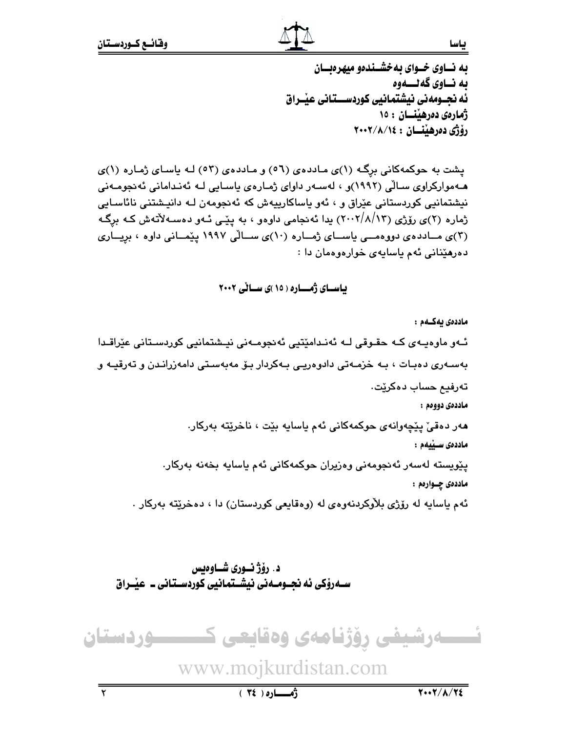بە نـاوی خـوای بەخشـندەو میهرەبـان

بە نـاوی گەلـــەوە

ئەنجـومەنی نیشتمانیی کوردســـتانی عێـراق

ژمارەی دەرهێنـــان : ١٥

رۆژی دەرهێنـــان : ٢٠٠٢/٨/١٤

پشت بە حوکمەکانی برگـە (١)ی مـاددەی (٥٦) و مـاددەی (٥٣) لـە یاسـای ژمـارە (١)ی هـەموارکراوی سـاڵی (١٩٩٢)و ، لەسـەر داوای ژمـارەی یاسـایی لـە ئەنـدامانی ئەنجومـەنی نیشتمانیی کوردستانی عێراق و ، ئەو یاساکارییەش کە ئەنجومەن لـە دانیـشتنی نائاسـایی ژمارە (٢)ی رۆژی (٢٠٠٢/٨/١٣) یدا ئەنجامی داوەو ، بە پێـی ئـەو دەسـەڵاتەش کـە برگـە (٣)ی مـاددەی دووەمـی یاسـای ژمـارە (١٠)ی سـاڵی ١٩٩٧ پێمـانی داوە ، بڕیـاری دەرهێنانی ئەم یاسایەی خوارەوەمان دا :

## یاسـای ژمـــارە ( ١٥ )ی سـاڵی ٢٠٠٢

**ماددەی یەکـەم :**

ئـەو ماوەیـەی کـە حقـوقی لـە ئەنـدامێتیی ئەنجومـەنی نیـشتمانیی کوردسـتانی عێراقـدا بەسـەری دەبـات ، بـە خزمـەتی دادوەریـی بـەکردار بـۆ مەبەسـتی دامەزرانـدن و تەرقیـە و تەرفیع حساب دەکرێت.

**ماددەی دووەم :**

هەر دەقێ پێچەوانەی حوکمەکانی ئەم یاسایە بێت ، ناخرێتە بەرکار.

**ماددەی سـێیەم :**

پێویستە لەسەر ئەنجومەنی وەزیران حوکمەکانی ئەم یاسایە بخەنە بەرکار.

**ماددەی چـوارەم :**

ئەم یاسایە لە رۆژی بلاّوکردنەوەی لە (وەقایعی کوردستان) دا ، دەخرێتە بەرکار .

**د. رۆژ نـوری شـاوەیس**

**سـەرۆکی ئەنجـومـەنی نیشـتمانیی کوردسـتانی ـ عێـراق**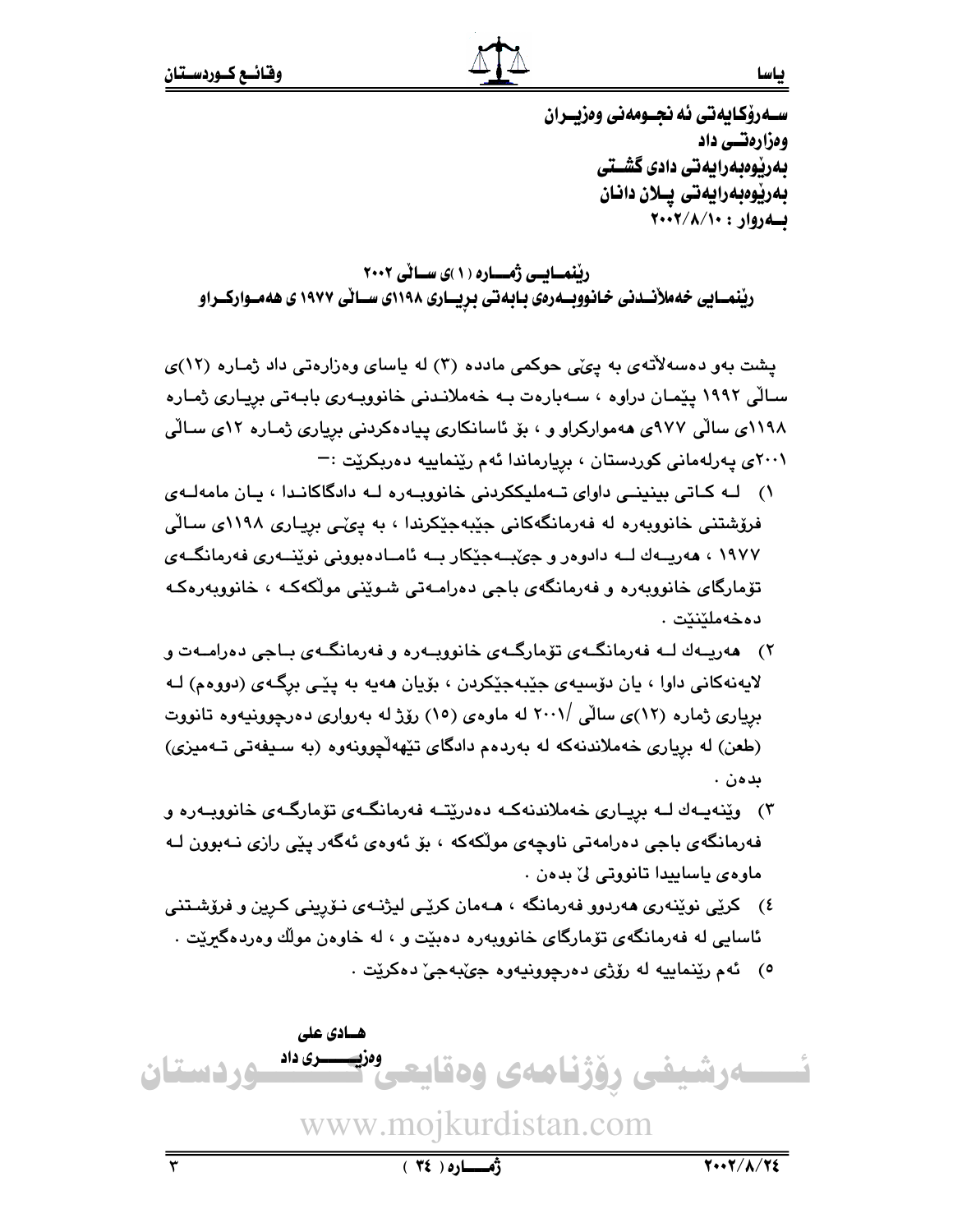سەرۆکایەتی ئەنجومەنی وەزیران
وەزارەتی داد
بەڕێوەبەرایەتی دادی گشتی
بەڕێوەبەرایەتی پلان دانان
بەروار : ٢٠٠٢/٨/١٠

## ڕێنمایی ژمارە (١)ی ساڵی ٢٠٠٢
## ڕێنمایی خەملاندنی خانووبەرەی بابەتی بڕیاری ١١٩٨ی ساڵی ١٩٧٧ ی هەموارکراو

پشت بەو دەسەڵاتەی بە پێی حوکمی مادده (٣) لە یاسای وەزارەتی داد ژمارە (١٢)ی ساڵی ١٩٩٢ پێمان دراوە ، سەبارەت بە خەملاندنی خانووبەری بابەتی بڕیاری ژمارە ١١٩٨ی ساڵی ٩٧٧ی هەموارکراو و ، بۆ ئاسانکاری پیادەکردنی بڕیاری ژمارە ١٢ی ساڵی ٢٠٠١ی پەرلەمانی کوردستان ، بڕیارماندا ئەم ڕێنماییە دەربکرێت :-

١) لە کاتی بینینی داوای تەملیککردنی خانووبەرە لە دادگاکاندا ، یان مامەڵەی فرۆشتنی خانووبەرە لە فەرمانگەکانی جێبەجێکرندا ، بە پێی بڕیاری ١١٩٨ی ساڵی ١٩٧٧ ، هەریەك لە دادوەر و جێبەجێکار بە ئامادەبوونی نوێنەری فەرمانگەی تۆمارگای خانووبەرە و فەرمانگەی باجی دەرامەتی شوێنی موڵکەکە ، خانووبەرەکە دەخەملێنێت .

٢) هەریەك لە فەرمانگەی تۆمارگەی خانووبەرە و فەرمانگەی باجی دەرامەت و لایەنەکانی داوا ، یان دۆسیەی جێبەجێکردن ، بۆیان هەیە بە پێی برگەی (دووەم) لە بڕیاری ژمارە (١٢)ی ساڵی ٢٠٠١/ لە ماوەی (١٥) ڕۆژ لە بەرواری دەرچوونیەوە تانووت (طعن) لە بڕیاری خەملاندنەکە لە بەردەم دادگای تێهەڵچوونەوە (بە سیفەتی تەمیزی) بدەن .

٣) وێنەیەك لە بڕیاری خەملاندنەکە دەدرێتە فەرمانگەی تۆمارگەی خانووبەرە و فەرمانگەی باجی دەرامەتی ناوچەی موڵکەکە ، بۆ ئەوەی ئەگەر پێی رازی نەبوون لە ماوەی یاساییدا تانوتی لێ بدەن .

٤) کرێی نوێنەری هەردوو فەرمانگە ، هەمان کرێی لیژنەی نۆرینی کڕین و فرۆشتنی ئاسایی لە فەرمانگەی تۆمارگای خانووبەرە دەبێت و ، لە خاوەن موڵك وەردەگیرێت .

٥) ئەم ڕێنماییە لە ڕۆژی دەرچوونیەوە جێبەجێ دەکرێت .

هادی علی
وەزیری داد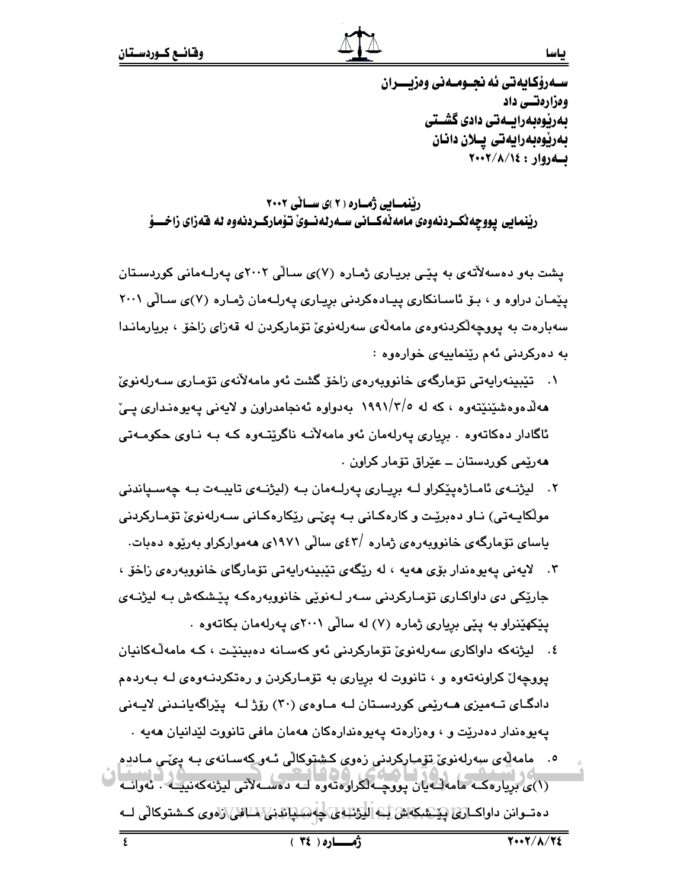سەرۆکايەتى ئەنجومەنى وەزيران
وەزارەتى داد
بەڕێوەبەرايەتى دادى گشتى
بەڕێوەبەرايەتى پلان دانان
بەروار : ٢٠٠٢/٨/١٤

## ڕێنمايى ژمارە (٢)ى ساڵى ٢٠٠٢
## ڕێنمايى پووچەڵکردنەوەى مامەڵەکانى سەرلەنوێ تۆمارکردنەوە لە قەزاى زاخۆ

پشت بەو دەسەڵاتەى بە پێى بڕيارى ژمارە (٧)ى ساڵى ٢٠٠٢ى پەرلەمانى کوردستان پێمان دراوە و ، بۆ ئاسانکارى پيادەکردنى بڕيارى پەرلەمان ژمارە (٧)ى ساڵى ٢٠٠١ سەبارەت بە پووچەڵکردنەوەى مامەڵەى سەرلەنوێ تۆمارکردن لە قەزاى زاخۆ ، بڕيارماندا بە دەرکردنى ئەم ڕێنماييەى خوارەوە :

١. تێبينەرايەتى تۆمارگەى خانووبەرەى زاخۆ گشت ئەو مامەڵانەى تۆمارى سەرلەنوێ هەڵدەوەشێنێتەوە ، کە لە ١٩٩١/٣/٥ بەدواوە ئەنجامدراون و لايەنى پەيوەندارى پێ ئاگادار دەکاتەوە . بڕيارى پەرلەمان ئەو مامەڵانە ناگرێتەوە کە بە ناوى حکومەتى هەرێمى کوردستان ـ عێراق تۆمار کراون .

٢. ليژنەى ئاماژەپێکراو لە بڕيارى پەرلەمان بە (ليژنەى تايبەت بە چەسپاندنى موڵکايەتى) ناو دەبرێت و کارەکانى بە پێى ڕێکارەکانى سەرلەنوێ تۆمارکردنى ياساى تۆمارگەى خانووبەرەى ژمارە /٤٣ى ساڵى ١٩٧١ى هەموارکراو بەڕێوە دەبات.

٣. لايەنى پەيوەندار بۆى هەيە ، لە ڕێگەى تێبينەرايەتى تۆمارگاى خانووبەرەى زاخۆ ، جارێکى دى داواکارى تۆمارکردنى سەر لەنوێى خانووبەرەکە پێشکەش بە ليژنەى پێکهێنراو بە پێى بڕيارى ژمارە (٧) لە ساڵى ٢٠٠١ى پەرلەمان بکاتەوە .

٤. ليژنەکە داواکارى سەرلەنوێ تۆمارکردنى ئەو کەسانە دەبينێت ، کە مامەڵەکانيان پووچەڵ کراونەتەوە و ، تانووت لە بڕيارى بە تۆمارکردن و ڕەتکردنەوەى لە بەردەم دادگاى تەميزى هەرێمى کوردستان لە ماوەى (٣٠) ڕۆژ لە پێراگەياندنى لايەنى پەيوەندار دەدرێت و ، وەزارەتە پەيوەندارەکان هەمان مافى تانووت لێدانيان هەيە .

٥. مامەڵەى سەرلەنوێ تۆمارکردنى زەوى کشتوکاڵى ئەو کەسانەى بە پێى ماددە (١)ى بڕيارەکە مامەڵەيان پووچەڵکراوەتەوە لە دەسەڵاتى ليژنەکەنييە . ئەوانە دەتوانن داواکارى پێشکەش بە ليژنەى چەسپاندنى مافى زەوى کشتوکاڵى لە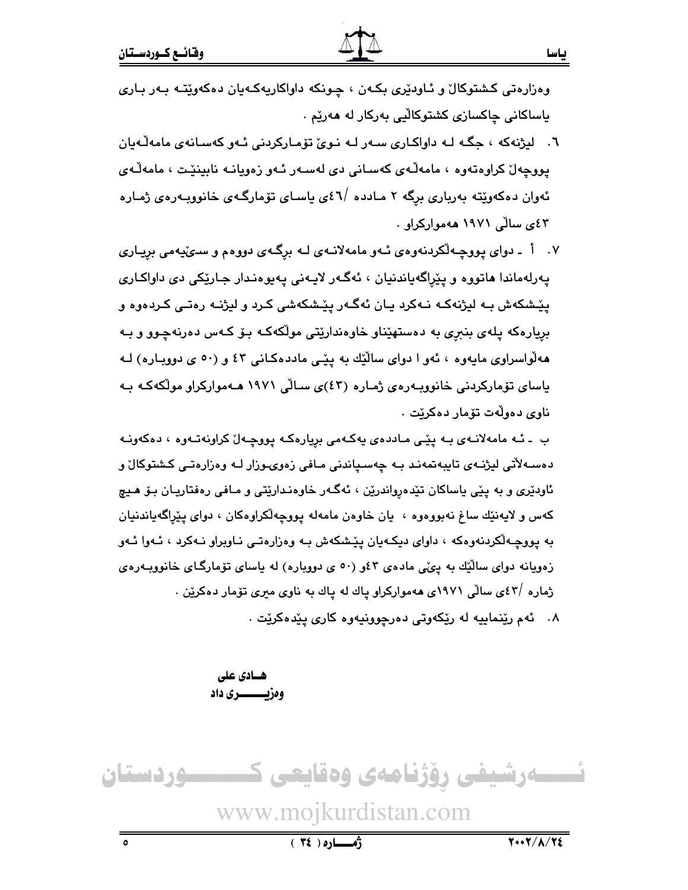وەزارەتی کشتوکاڵ و ئاودێری بکەن ، چونکە داواکاریەکەیان دەکەوێتە بەر باری یاساکانی چاکسازی کشتوکاڵی بەرکار لە هەرێم .

٦. لیژنەکە ، جگە لە داواکاری سەر لە نوێ تۆمارکردنی ئەو کەسانەی مامەڵەیان پووچەڵ کراوەتەوە ، مامەڵەی کەسانی دی لەسەر ئەو زەویانە نابینێت ، مامەڵەی ئەوان دەکەوێتە بەرباری برگە ٢ ماددە /٤٦ی یاسای تۆمارگەی خانووبەرەی ژمارە ٤٣ی ساڵی ١٩٧١ هەموارکراو .

٧. أ - دوای پووچەڵکردنەوەی ئەو مامەلانەی لە برگەی دووەم و سێیەمی بڕیاری پەرلەماندا هاتووە و پێڕاگەیاندنیان ، ئەگەر لایەنی پەیوەندار جارێکی دی داواکاری پێشکەش بە لیژنەکە نەکرد یان ئەگەر پێشکەشی کرد و لیژنە رەتی کردەوە و بڕیارەکە پلەی بنبڕی بە دەستهێناو خاوەندارێتی موڵکەکە بۆ کەس دەرنەچوو و بە هەڵواسراوی مایەوە ، ئەو ا دوای ساڵێك بە پێی ماددەکانی ٤٣ و (٥٠ ی دووبارە) لە یاسای تۆمارکردنی خانووبەرەی ژمارە (٤٣)ی ساڵی ١٩٧١ هەموارکراو موڵکەکە بە ناوی دەوڵەت تۆمار دەکرێت .

ب - ئە مامەلانەی بە پێی ماددەی یەکەمی بڕیارەکە پووچەڵ کراونەتەوە ، دەکەونە دەسەلاتی لیژنەی تایبەتمەند بە چەسپاندنی مافی زەوی‌وزار لە وەزارەتی کشتوکاڵ و ئاودێری و بە پێی یاساکان تێدەڕواندرێن ، ئەگەر خاوەندارێتی و مافی رەفتاریان بۆ هیچ کەس و لایەنێك ساغ نەبووەوە ، یان خاوەن مامەلە پووچەڵکراوەکان ، دوای پێڕاگەیاندنیان بە پووچەڵکردنەوەکە ، داوای دیکەیان پێشکەش بە وەزارەتی ناوبراو نەکرد ، ئەوا ئەو زەویانە دوای ساڵێك بە پێی مادەی ٤٣و (٥٠ ی دووبارە) لە یاسای تۆمارگای خانووبەرەی ژمارە /٤٣ی ساڵی ١٩٧١ی هەموارکراو پاك لە پاك بە ناوی میری تۆمار دەکرێن .

٨. ئەم رێنماییە لە رێکەوتی دەرچوونیەوە کاری پێدەکرێت .

**هـادی علی**
**وەزیـــــری داد**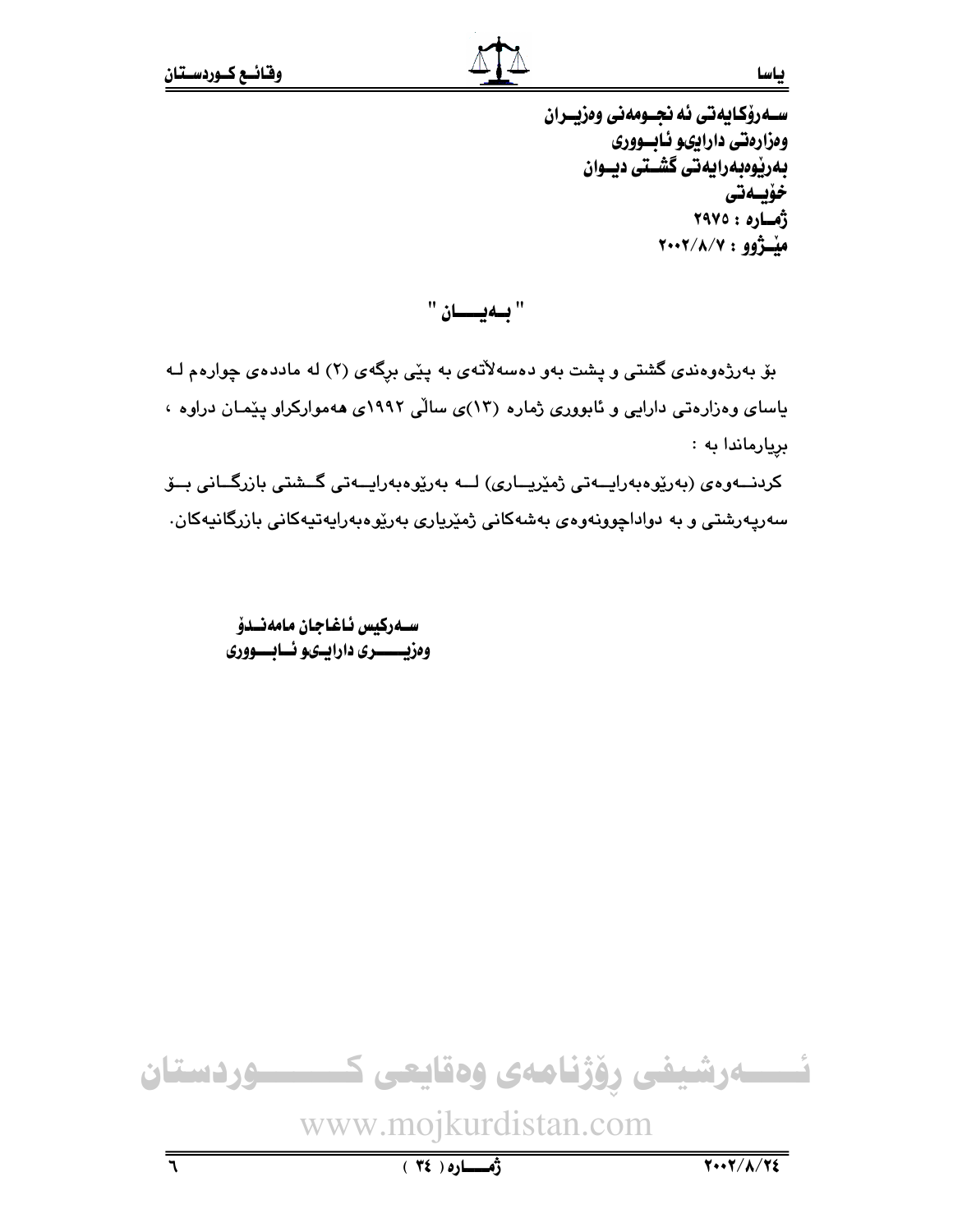سەرۆكایەتی ئەنجومەنی وەزیران
وەزارەتی دارایی و ئابووری
بەرێوەبەرایەتی گشتی دیوان
خۆیەتی
ژمارە : ٢٩٧٥
مێژوو : ٢٠٠٢/٨/٧

## " بەیان "

بۆ بەرژەوەندی گشتی و پشت بەو دەسەلآتەی بە پێی برگەی (٢) لە ماددەی چوارەم لە یاسای وەزارەتی دارایی و ئابووری ژمارە (١٣)ی ساڵی ١٩٩٢ی هەموارکراو پێمان دراوە ، بریارماندا بە :

کردنەوەی (بەرێوەبەرایەتی ژمێریاری) لە بەرێوەبەرایەتی گشتی بازرگانی بۆ سەرپەرشتی و بە دواداچوونەوەی بەشەکانی ژمێریاری بەرێوەبەرایەتیەکانی بازرگانیەکان.

**سەرکیس ئاغاجان مامەندۆ**
**وەزیری دارایی و ئابووری**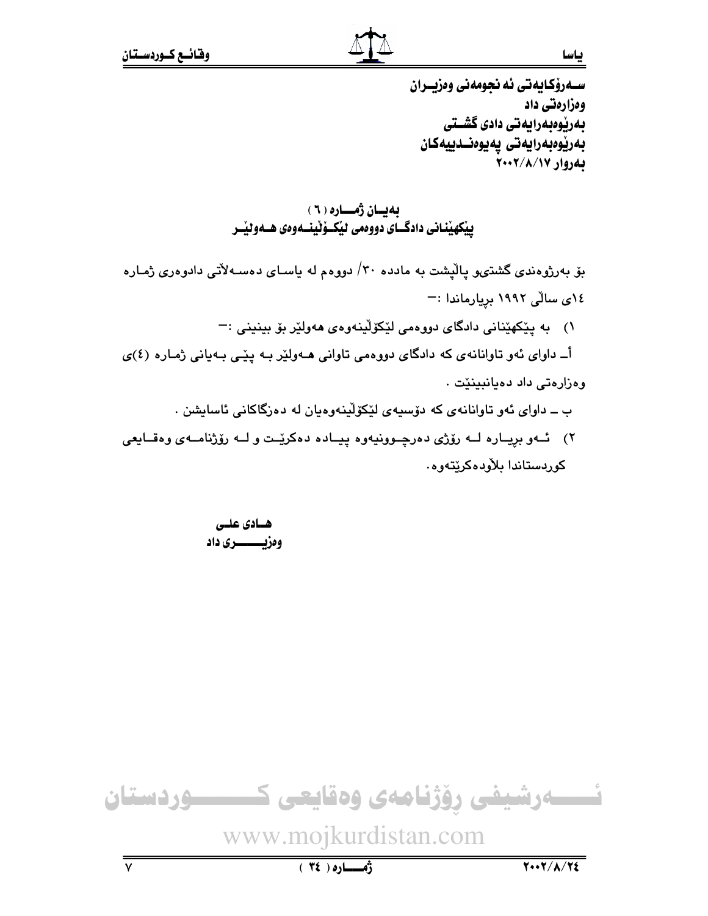سـەرۆکایەتی ئەنجومەنی وەزیـران
وەزارەتی داد
بەڕێوەبەرایەتی دادی گشـتی
بەڕێوەبەرایەتی پەیوەنـدییەکان
بەروار ٢٠٠٢/٨/١٧

## بەیـان ژمـارە ( ٦ )
## پێکهێنانی دادگـای دووەمی لێکـۆڵینـەوەی هـەولێـر

بۆ بەرژوەندی گشتیو پاڵپشت بە مادده ٣٠/ دووەم لە یاسـای دەسـەڵاتی دادوەری ژمـارە ١٤ی ساڵی ١٩٩٢ بڕیارماندا :-

١) بە پێکهێنانی دادگای دووەمی لێکۆڵینەوەی هەولێر بۆ بینینی :-

أ- داوای ئەو تاوانانەی کە دادگای دووەمی تاوانی هـەولێر بـە پێـی بـەیانی ژمـارە (٤)ی وەزارەتی داد دەیانبینێت .

ب - داوای ئەو تاوانانەی کە دۆسیەی لێکۆڵینەوەیان لە دەزگاکانی ئاسایشن .

٢) ئـەو بڕیـارە لـە ڕۆژی دەرچـوونیەوە پیـادە دەکرێـت و لـە ڕۆژنامـەی وەقـایعی کوردستاندا بلاودەکرێتەوە.

هـادی علـی
وەزیـــــری داد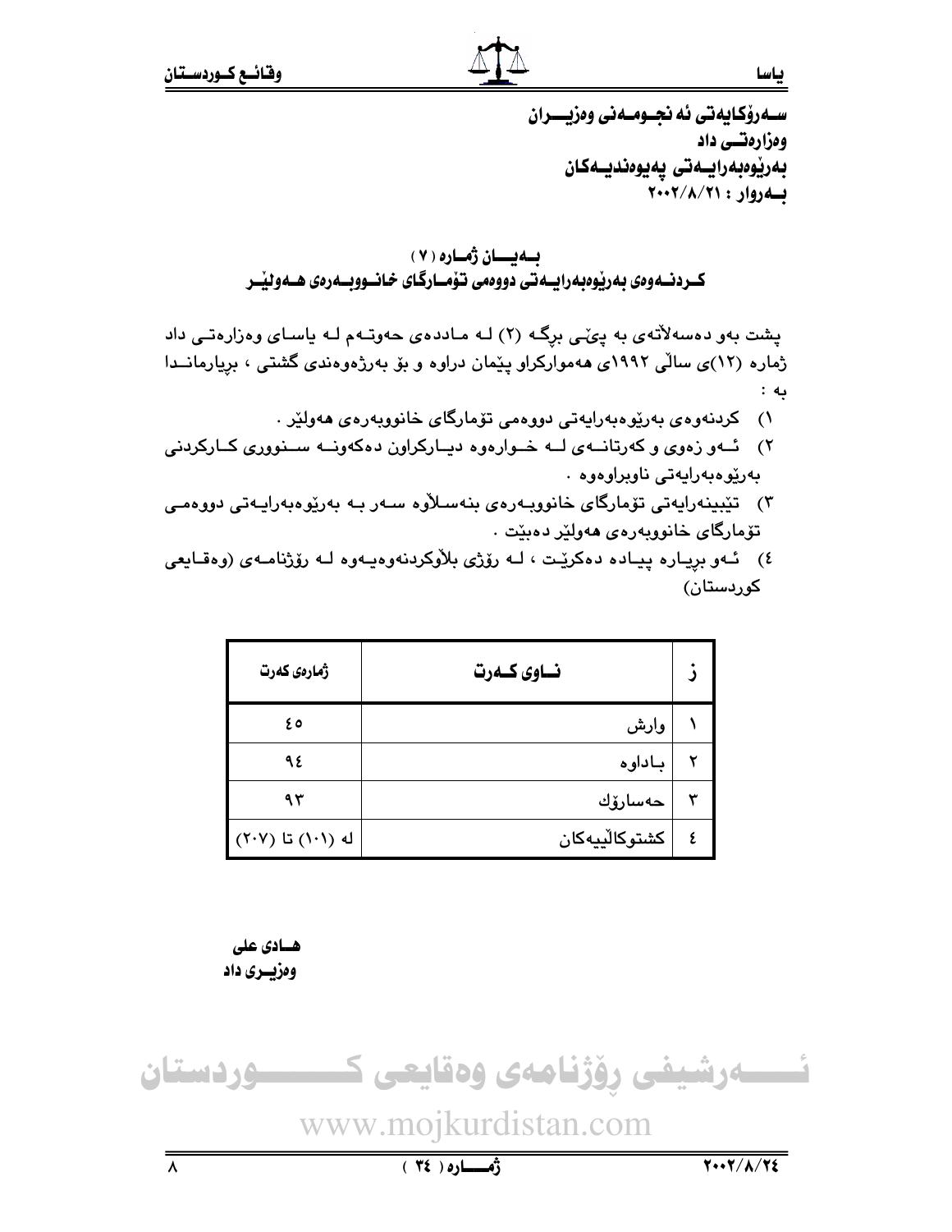سەرۆكایەتی ئەنجومەنی وەزیران
وەزارەتی داد
بەڕێوەبەرایەتی پەیوەندیەكان
بەروار : ٢٠٠٢/٨/٢١

## بەیان ژمارە (٧)
## كردنەوەی بەڕێوەبەرایەتی دووەمی تۆمارگای خانووبەرەی هەولێر

پشت بەو دەسەڵاتەی بە پێی برگە (٢) لە ماددەی حەوتەم لە یاسای وەزارەتی داد ژمارە (١٢)ی ساڵی ١٩٩٢ی هەمواركراو پێمان دراوە و بۆ بەرژەوەندی گشتی ، بڕیارماندا بە :

١) كردنەوەی بەڕێوەبەرایەتی دووەمی تۆمارگای خانووبەرەی هەولێر .
٢) ئەو زەوی و كەرتانەی لە خوارەوە دیاركراون دەكەونە سنووری كاركردنی بەڕێوەبەرایەتی ناوبراوەوە .
٣) تێبینەرایەتی تۆمارگای خانووبەرەی بنەسلاوە سەر بە بەڕێوەبەرایەتی دووەمی تۆمارگای خانووبەرەی هەولێر دەبێت .
٤) ئەو بڕیارە پیادە دەكرێت ، لە رۆژی بلاوكردنەوەیەوە لە رۆژنامەی (وەقایعی كوردستان)

| ز | ناوی كەرت | ژمارەی كەرت |
|---|---|---|
| ١ | وارش | ٤٥ |
| ٢ | باداوە | ٩٤ |
| ٣ | حەسارۆك | ٩٣ |
| ٤ | كشتوكاڵییەكان | لە (١٠١) تا (٢٠٧) |

هادی علی
وەزیری داد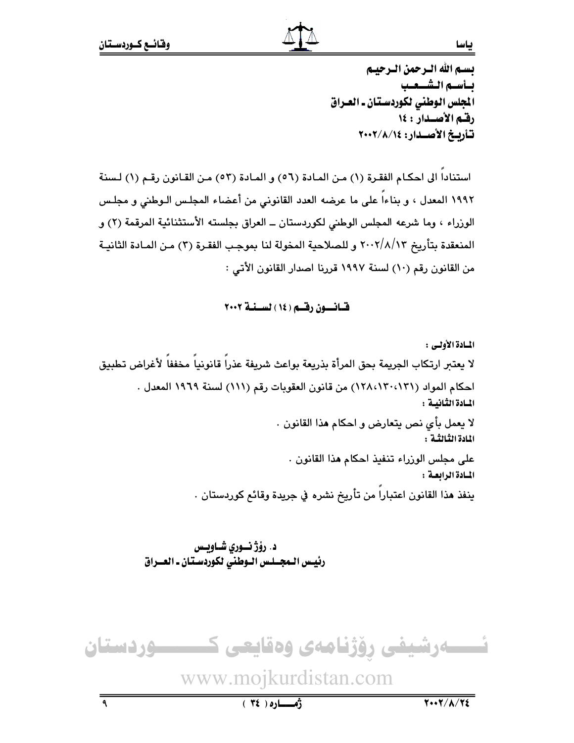بسم الله الرحمن الرحيم
بأسم الشعب
المجلس الوطني لكوردستان ـ العراق
رقم الأصدار : ١٤
تأريخ الأصدار: ٢٠٠٢/٨/١٤

استناداً الى احكام الفقرة (١) من المادة (٥٦) و المادة (٥٣) من القانون رقم (١) لسنة ١٩٩٢ المعدل ، و بناءاً على ما عرضه العدد القانوني من أعضاء المجلس الوطني و مجلس الوزراء ، وما شرعه المجلس الوطني لكوردستان ـ العراق بجلسته الأستثنائية المرقمة (٢) و المنعقدة بتأريخ ٢٠٠٢/٨/١٣ و للصلاحية المخولة لنا بموجب الفقرة (٣) من المادة الثانية من القانون رقم (١٠) لسنة ١٩٩٧ قررنا اصدار القانون الأتي :

## قانون رقم (١٤) لسنة ٢٠٠٢

**المادة الأولى :**

لا يعتبر ارتكاب الجريمة بحق المرأة بذريعة بواعث شريفة عذراً قانونياً مخففاً لأغراض تطبيق احكام المواد (١٣١،١٣٠،١٢٨) من قانون العقوبات رقم (١١١) لسنة ١٩٦٩ المعدل .

**المادة الثانية :**

لا يعمل بأي نص يتعارض و احكام هذا القانون .

**المادة الثالثة :**

على مجلس الوزراء تنفيذ احكام هذا القانون .

**المادة الرابعة :**

ينفذ هذا القانون اعتباراً من تأريخ نشره في جريدة وقائع كوردستان .

**د. رۆژ نوري شاويس**
**رئيس المجلس الوطني لكوردستان ـ العراق**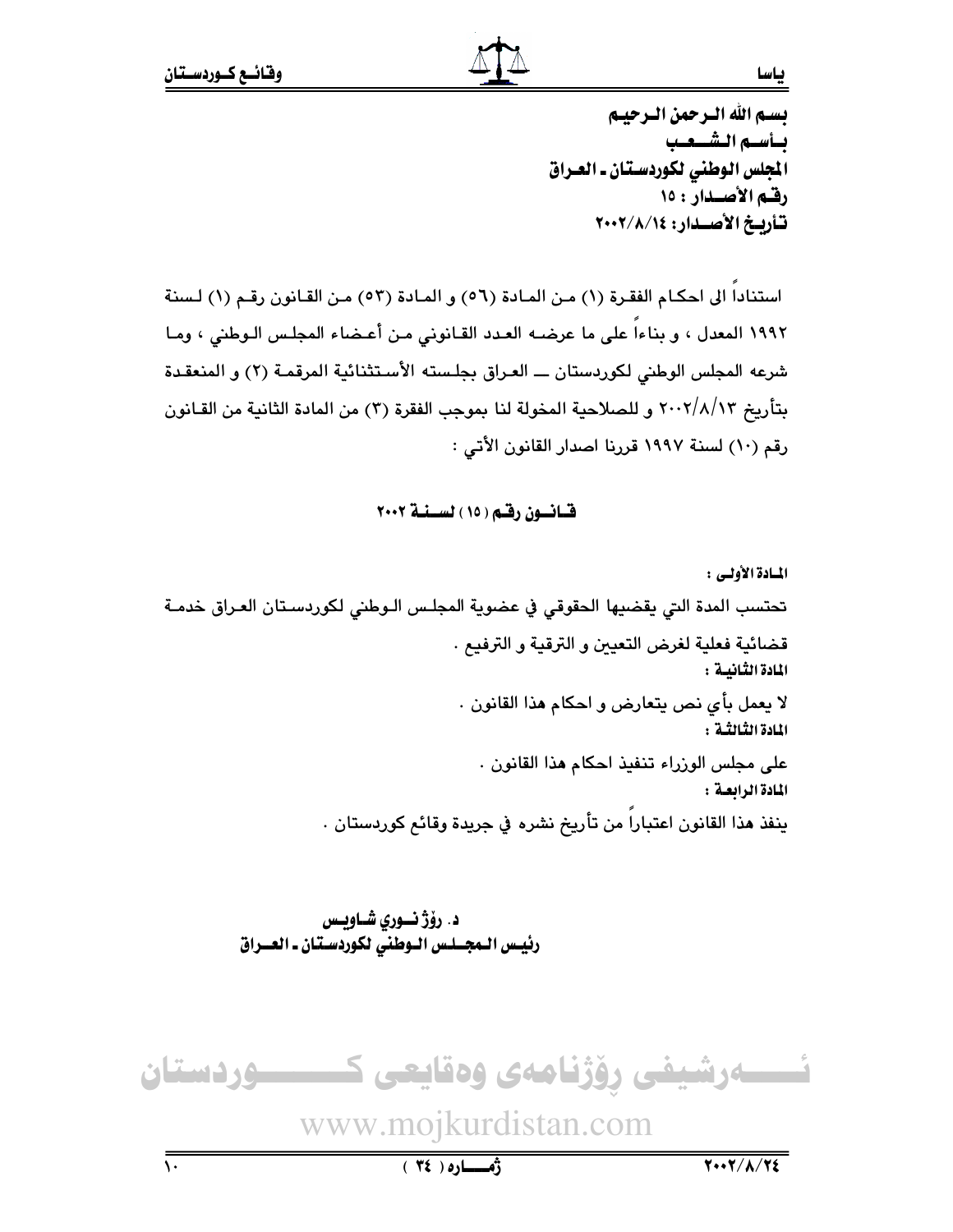بسم الله الرحمن الرحيم

بأسم الشعب

المجلس الوطني لكوردستان ـ العراق

رقم الأصدار : ١٥

تأريخ الأصدار: ٢٠٠٢/٨/١٤

استناداً الى احكام الفقرة (١) من المادة (٥٦) و المادة (٥٣) من القانون رقم (١) لسنة ١٩٩٢ المعدل ، و بناءاً على ما عرضه العدد القانوني من أعضاء المجلس الوطني ، وما شرعه المجلس الوطني لكوردستان ـــ العراق بجلسته الأستثنائية المرقمة (٢) و المنعقدة بتأريخ ٢٠٠٢/٨/١٣ و للصلاحية المخولة لنا بموجب الفقرة (٣) من المادة الثانية من القانون رقم (١٠) لسنة ١٩٩٧ قررنا اصدار القانون الأتي :

## قانون رقم (١٥) لسنة ٢٠٠٢

**المادة الأولى :**

تحتسب المدة التي يقضيها الحقوقي في عضوية المجلس الوطني لكوردستان العراق خدمة قضائية فعلية لغرض التعيين و الترقية و الترفيع .

**المادة الثانية :**

لا يعمل بأي نص يتعارض و احكام هذا القانون .

**المادة الثالثة :**

على مجلس الوزراء تنفيذ احكام هذا القانون .

**المادة الرابعة :**

ينفذ هذا القانون اعتباراً من تأريخ نشره في جريدة وقائع كوردستان .

**د. رۆژ نوري شاويس**

**رئيس المجلس الوطني لكوردستان ـ العراق**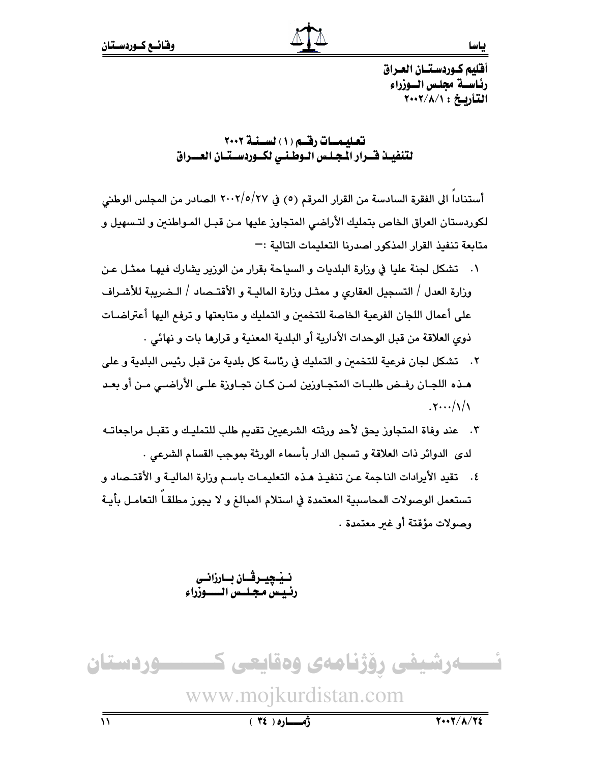أقليم كوردستان العراق
رئاسة مجلس الوزراء
التأريخ : ٢٠٠٢/٨/١

## تعليمات رقم (١) لسنة ٢٠٠٢
## لتنفيذ قرار المجلس الوطني لكوردستان العراق

أستناداً الى الفقرة السادسة من القرار المرقم (٥) في ٢٠٠٢/٥/٢٧ الصادر من المجلس الوطني لكوردستان العراق الخاص بتمليك الأراضي المتجاوز عليها من قبل المواطنين و لتسهيل و متابعة تنفيذ القرار المذكور اصدرنا التعليمات التالية :–

١. تشكل لجنة عليا في وزارة البلديات و السياحة بقرار من الوزير يشارك فيها ممثل عن وزارة العدل / التسجيل العقاري و ممثل وزارة المالية و الأقتصاد / الضريبة للأشراف على أعمال اللجان الفرعية الخاصة للتخمين و التمليك و متابعتها و ترفع اليها أعتراضات ذوي العلاقة من قبل الوحدات الأدارية أو البلدية المعنية و قرارها بات و نهائي .

٢. تشكل لجان فرعية للتخمين و التمليك في رئاسة كل بلدية من قبل رئيس البلدية و على هذه اللجان رفض طلبات المتجاوزين لمن كان تجاوزة على الأراضي من أو بعد ٢٠٠٠/١/١.

٣. عند وفاة المتجاوز يحق لأحد ورثته الشرعيين تقديم طلب للتمليك و تقبل مراجعاته لدى الدوائر ذات العلاقة و تسجل الدار بأسماء الورثة بموجب القسام الشرعي .

٤. تقيد الأيرادات الناجمة عن تنفيذ هذه التعليمات باسم وزارة المالية و الأقتصاد و تستعمل الوصولات المحاسبية المعتمدة في استلام المبالغ و لا يجوز مطلقاً التعامل بأية وصولات مؤقتة أو غير معتمدة .

نيْچيرڤان بارزاني
رئيس مجلس الوزراء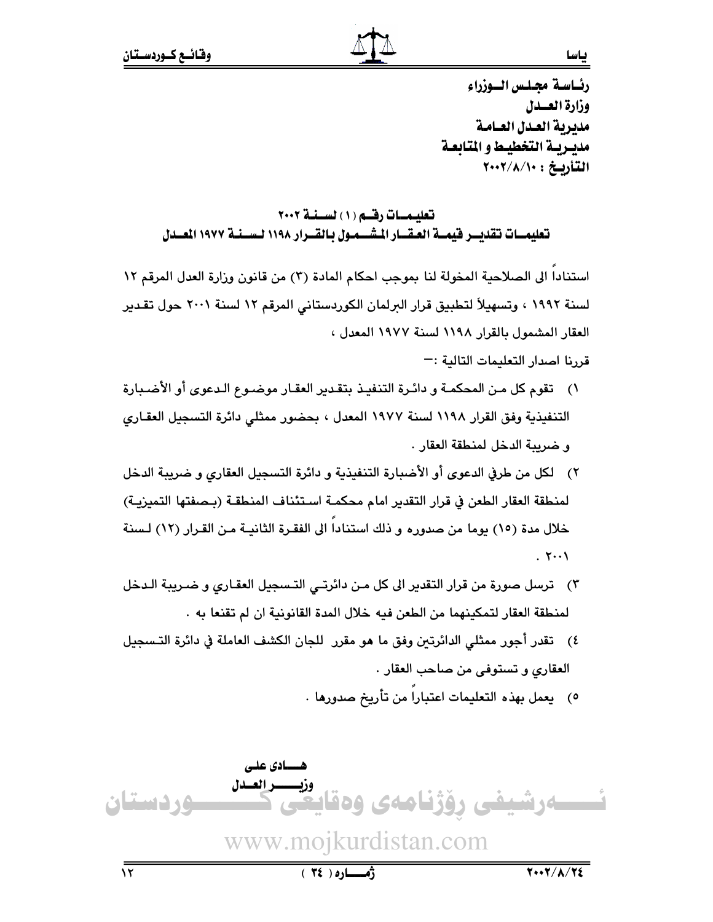رئاسة مجلس الوزراء
وزارة العدل
مديرية العدل العامة
مديرية التخطيط و المتابعة
التأريخ : ٢٠٠٢/٨/١٠

## تعليمات رقم (١) لسنة ٢٠٠٢
## تعليمات تقدير قيمة العقار المشمول بالقرار ١١٩٨ لسنة ١٩٧٧ المعدل

استناداً الى الصلاحية المخولة لنا بموجب احكام المادة (٣) من قانون وزارة العدل المرقم ١٢ لسنة ١٩٩٢ ، وتسهيلاً لتطبيق قرار البرلمان الكوردستاني المرقم ١٢ لسنة ٢٠٠١ حول تقدير العقار المشمول بالقرار ١١٩٨ لسنة ١٩٧٧ المعدل ،

قررنا اصدار التعليمات التالية :-

١) تقوم كل من المحكمة و دائرة التنفيذ بتقدير العقار موضوع الدعوى أو الأضبارة التنفيذية وفق القرار ١١٩٨ لسنة ١٩٧٧ المعدل ، بحضور ممثلي دائرة التسجيل العقاري و ضريبة الدخل لمنطقة العقار .

٢) لكل من طرفي الدعوى أو الأضبارة التنفيذية و دائرة التسجيل العقاري و ضريبة الدخل لمنطقة العقار الطعن في قرار التقدير امام محكمة استئناف المنطقة (بصفتها التميزية) خلال مدة (١٥) يوما من صدوره و ذلك استناداً الى الفقرة الثانية من القرار (١٢) لسنة ٢٠٠١ .

٣) ترسل صورة من قرار التقدير الى كل من دائرتي التسجيل العقاري و ضريبة الدخل لمنطقة العقار لتمكينهما من الطعن فيه خلال المدة القانونية ان لم تقنعا به .

٤) تقدر أجور ممثلي الدائرتين وفق ما هو مقرر للجان الكشف العاملة في دائرة التسجيل العقاري و تستوفى من صاحب العقار .

٥) يعمل بهذه التعليمات اعتباراً من تأريخ صدورها .

هادى على
وزير العدل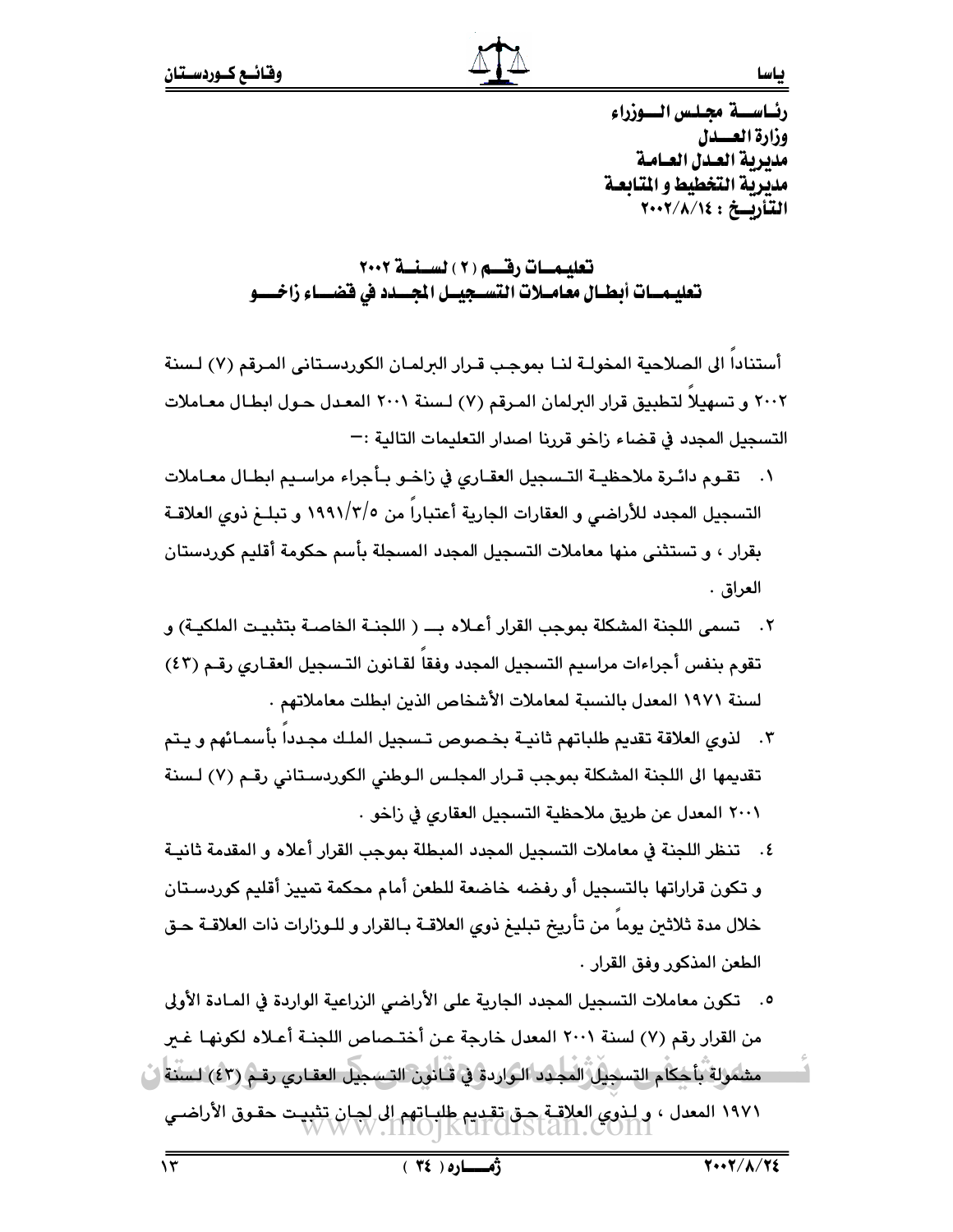رئاسة مجلس الوزراء
وزارة العدل
مديرية العدل العامة
مديرية التخطيط و المتابعة
التأريخ : ٢٠٠٢/٨/١٤

## تعليمات رقم (٢) لسنة ٢٠٠٢
## تعليمات أبطال معاملات التسجيل المجدد في قضاء زاخو

أستناداً الى الصلاحية المخولة لنا بموجب قرار البرلمان الكوردستانى المرقم (٧) لسنة ٢٠٠٢ و تسهيلاً لتطبيق قرار البرلمان المرقم (٧) لسنة ٢٠٠١ المعدل حول ابطال معاملات التسجيل المجدد في قضاء زاخو قررنا اصدار التعليمات التالية :-

١. تقوم دائرة ملاحظية التسجيل العقاري في زاخو بأجراء مراسيم ابطال معاملات التسجيل المجدد للأراضي و العقارات الجارية أعتباراً من ١٩٩١/٣/٥ و تبلغ ذوي العلاقة بقرار ، و تستثنى منها معاملات التسجيل المجدد المسجلة بأسم حكومة أقليم كوردستان العراق .

٢. تسمى اللجنة المشكلة بموجب القرار أعلاه بـ ( اللجنة الخاصة بتثبيت الملكية) و تقوم بنفس أجراءات مراسيم التسجيل المجدد وفقاً لقانون التسجيل العقاري رقم (٤٣) لسنة ١٩٧١ المعدل بالنسبة لمعاملات الأشخاص الذين ابطلت معاملاتهم .

٣. لذوي العلاقة تقديم طلباتهم ثانية بخصوص تسجيل الملك مجدداً بأسمائهم و يتم تقديمها الى اللجنة المشكلة بموجب قرار المجلس الوطني الكوردستاني رقم (٧) لسنة ٢٠٠١ المعدل عن طريق ملاحظية التسجيل العقاري في زاخو .

٤. تنظر اللجنة في معاملات التسجيل المجدد المبطلة بموجب القرار أعلاه و المقدمة ثانية و تكون قراراتها بالتسجيل أو رفضه خاضعة للطعن أمام محكمة تمييز أقليم كوردستان خلال مدة ثلاثين يوماً من تأريخ تبليغ ذوي العلاقة بالقرار و للوزارات ذات العلاقة حق الطعن المذكور وفق القرار .

٥. تكون معاملات التسجيل المجدد الجارية على الأراضي الزراعية الواردة في المادة الأولى من القرار رقم (٧) لسنة ٢٠٠١ المعدل خارجة عن أختصاص اللجنة أعلاه لكونها غير مشمولة بأحكام التسجيل المجدد الواردة في قانون التسجيل العقاري رقم (٤٣) لسنة ١٩٧١ المعدل ، و لذوي العلاقة حق تقديم طلباتهم الى لجان تثبيت حقوق الأراضي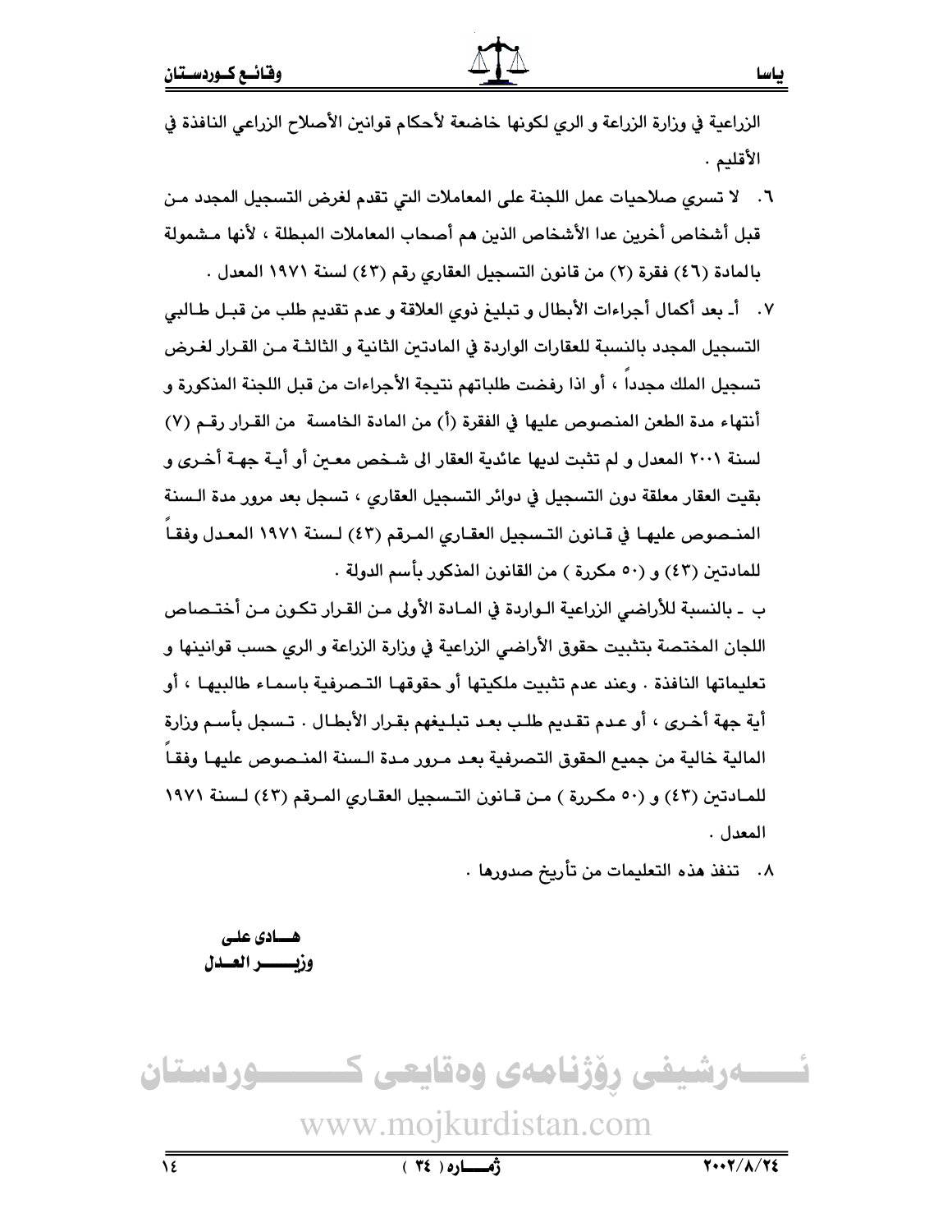الزراعية في وزارة الزراعة و الري لكونها خاضعة لأحكام قوانين الأصلاح الزراعي النافذة في الأقليم .

٦. لا تسري صلاحيات عمل اللجنة على المعاملات التي تقدم لغرض التسجيل المجدد من قبل أشخاص أخرين عدا الأشخاص الذين هم أصحاب المعاملات المبطلة ، لأنها مشمولة بالمادة (٤٦) فقرة (٢) من قانون التسجيل العقاري رقم (٤٣) لسنة ١٩٧١ المعدل .

٧. أـ بعد أكمال أجراءات الأبطال و تبليغ ذوي العلاقة و عدم تقديم طلب من قبل طالبي التسجيل المجدد بالنسبة للعقارات الواردة في المادتين الثانية و الثالثة من القرار لغرض تسجيل الملك مجدداً ، أو اذا رفضت طلباتهم نتيجة الأجراءات من قبل اللجنة المذكورة و أنتهاء مدة الطعن المنصوص عليها في الفقرة (أ) من المادة الخامسة من القرار رقم (٧) لسنة ٢٠٠١ المعدل و لم تثبت لديها عائدية العقار الى شخص معين أو أية جهة أخرى و بقيت العقار معلقة دون التسجيل في دوائر التسجيل العقاري ، تسجل بعد مرور مدة السنة المنصوص عليها في قانون التسجيل العقاري المرقم (٤٣) لسنة ١٩٧١ المعدل وفقاً للمادتين (٤٣) و (٥٠ مكررة) من القانون المذكور بأسم الدولة .

ب ـ بالنسبة للأراضي الزراعية الواردة في المادة الأولى من القرار تكون من أختصاص اللجان المختصة بتثبيت حقوق الأراضي الزراعية في وزارة الزراعة و الري حسب قوانينها و تعليماتها النافذة . وعند عدم تثبيت ملكيتها أو حقوقها التصرفية باسماء طالبيها ، أو أية جهة أخرى ، أو عدم تقديم طلب بعد تبليغهم بقرار الأبطال . تسجل بأسم وزارة المالية خالية من جميع الحقوق التصرفية بعد مرور مدة السنة المنصوص عليها وفقاً للمادتين (٤٣) و (٥٠ مكررة ) من قانون التسجيل العقاري المرقم (٤٣) لسنة ١٩٧١ المعدل .

٨. تنفذ هذه التعليمات من تأريخ صدورها .

**هادي علي**
**وزير العدل**